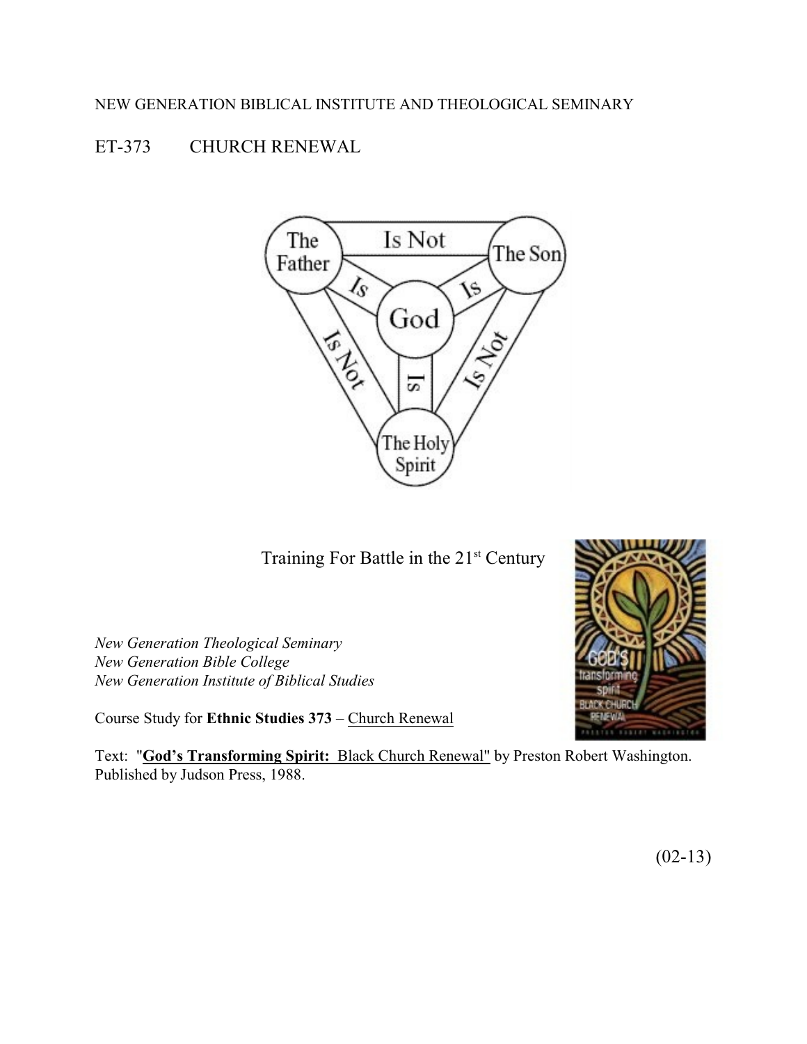NEW GENERATION BIBLICAL INSTITUTE AND THEOLOGICAL SEMINARY

# ET-373 CHURCH RENEWAL

Training For Battle in the 21st Century

*New Generation Theological Seminary*
*New Generation Bible College*
*New Generation Institute of Biblical Studies*

Course Study for **Ethnic Studies 373** – Church Renewal

Text: "**God's Transforming Spirit:** Black Church Renewal" by Preston Robert Washington. Published by Judson Press, 1988.

(02-13)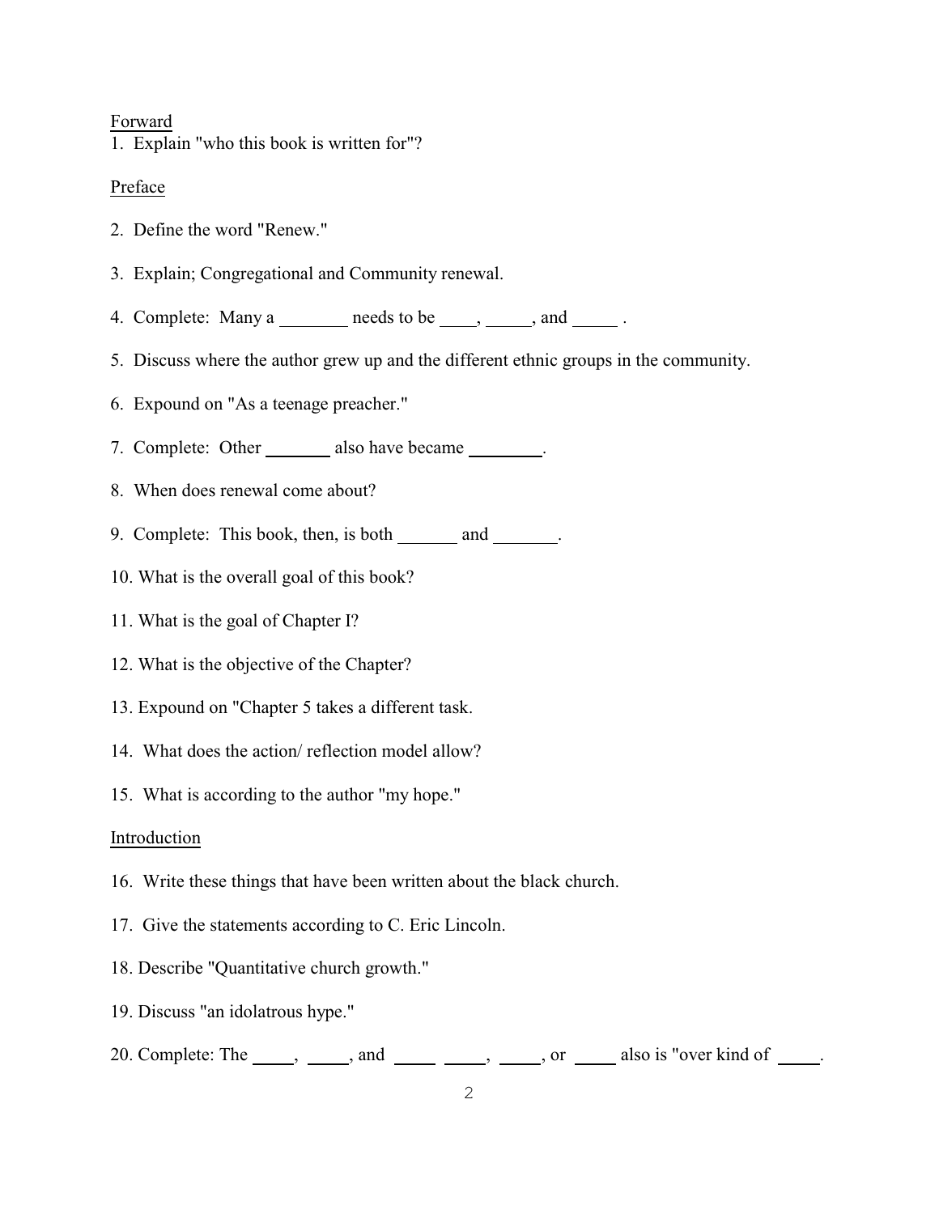Forward

1. Explain "who this book is written for"?

Preface

2. Define the word "Renew."

3. Explain; Congregational and Community renewal.

4. Complete: Many a ________ needs to be ____, _____, and _____ .

5. Discuss where the author grew up and the different ethnic groups in the community.

6. Expound on "As a teenage preacher."

7. Complete: Other _______ also have became ________.

8. When does renewal come about?

9. Complete: This book, then, is both _______ and _______.

10. What is the overall goal of this book?

11. What is the goal of Chapter I?

12. What is the objective of the Chapter?

13. Expound on "Chapter 5 takes a different task.

14. What does the action/ reflection model allow?

15. What is according to the author "my hope."

Introduction

16. Write these things that have been written about the black church.

17. Give the statements according to C. Eric Lincoln.

18. Describe "Quantitative church growth."

19. Discuss "an idolatrous hype."

20. Complete: The _____, _____, and _____ _____, _____, or _____ also is "over kind of _____.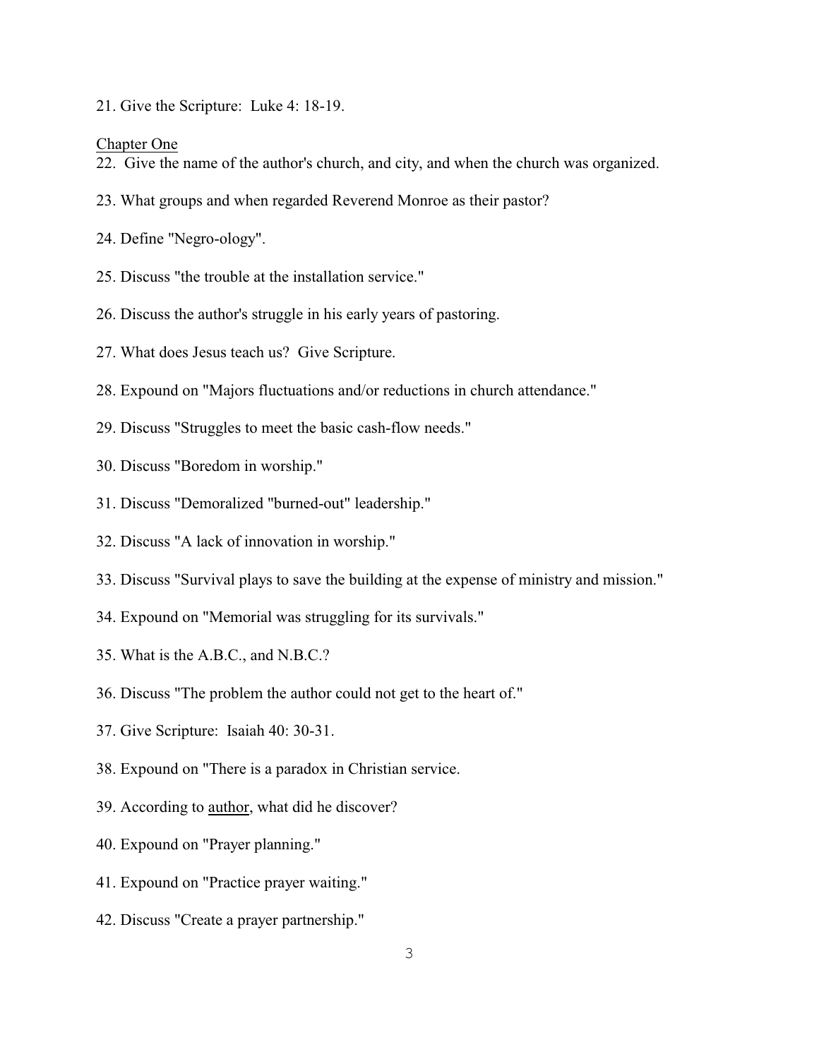21. Give the Scripture: Luke 4: 18-19.

Chapter One

22. Give the name of the author's church, and city, and when the church was organized.

23. What groups and when regarded Reverend Monroe as their pastor?

24. Define "Negro-ology".

25. Discuss "the trouble at the installation service."

26. Discuss the author's struggle in his early years of pastoring.

27. What does Jesus teach us? Give Scripture.

28. Expound on "Majors fluctuations and/or reductions in church attendance."

29. Discuss "Struggles to meet the basic cash-flow needs."

30. Discuss "Boredom in worship."

31. Discuss "Demoralized "burned-out" leadership."

32. Discuss "A lack of innovation in worship."

33. Discuss "Survival plays to save the building at the expense of ministry and mission."

34. Expound on "Memorial was struggling for its survivals."

35. What is the A.B.C., and N.B.C.?

36. Discuss "The problem the author could not get to the heart of."

37. Give Scripture: Isaiah 40: 30-31.

38. Expound on "There is a paradox in Christian service.

39. According to author, what did he discover?

40. Expound on "Prayer planning."

41. Expound on "Practice prayer waiting."

42. Discuss "Create a prayer partnership."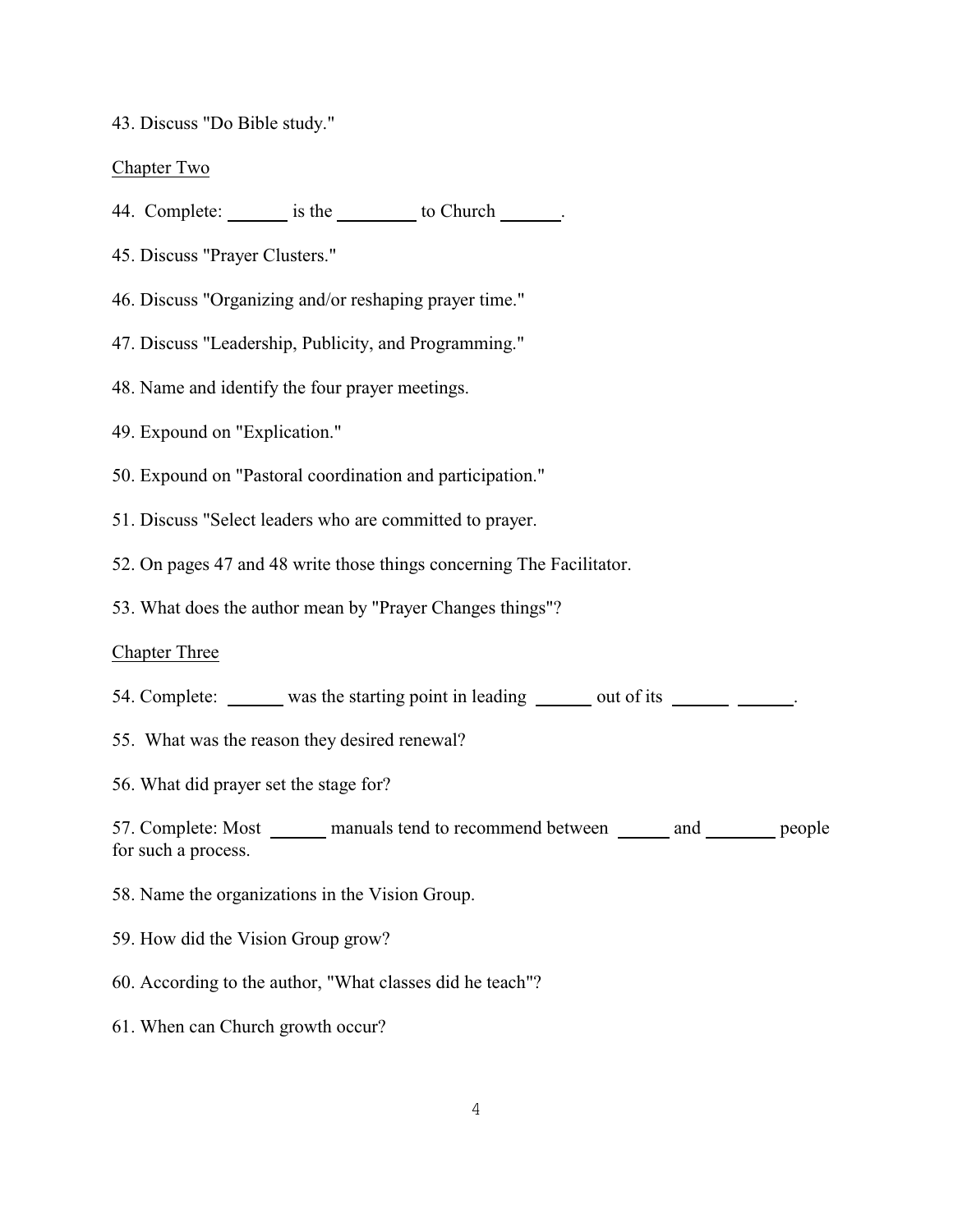43. Discuss "Do Bible study."

<u>Chapter Two</u>

44. Complete: ______ is the ________ to Church ______.

45. Discuss "Prayer Clusters."

46. Discuss "Organizing and/or reshaping prayer time."

47. Discuss "Leadership, Publicity, and Programming."

48. Name and identify the four prayer meetings.

49. Expound on "Explication."

50. Expound on "Pastoral coordination and participation."

51. Discuss "Select leaders who are committed to prayer.

52. On pages 47 and 48 write those things concerning The Facilitator.

53. What does the author mean by "Prayer Changes things"?

<u>Chapter Three</u>

54. Complete: ______ was the starting point in leading ______ out of its ______ ______.

55. What was the reason they desired renewal?

56. What did prayer set the stage for?

57. Complete: Most ______ manuals tend to recommend between ______ and _______ people for such a process.

58. Name the organizations in the Vision Group.

59. How did the Vision Group grow?

60. According to the author, "What classes did he teach"?

61. When can Church growth occur?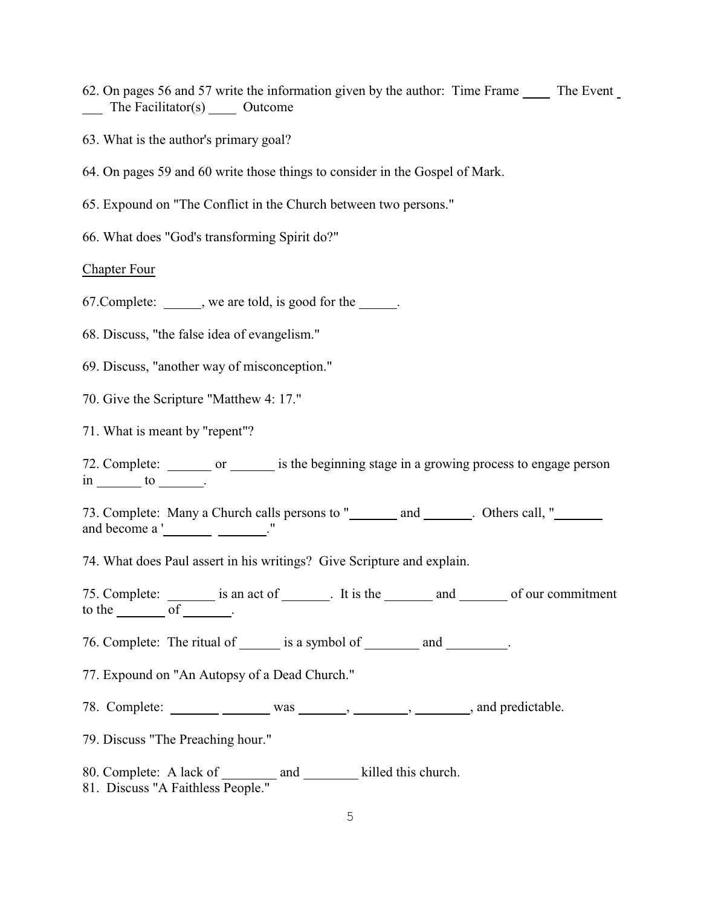62. On pages 56 and 57 write the information given by the author: Time Frame ____ The Event ____ The Facilitator(s) ____ Outcome

63. What is the author's primary goal?

64. On pages 59 and 60 write those things to consider in the Gospel of Mark.

65. Expound on "The Conflict in the Church between two persons."

66. What does "God's transforming Spirit do?"

<u>Chapter Four</u>

67.Complete: _____, we are told, is good for the _____.

68. Discuss, "the false idea of evangelism."

69. Discuss, "another way of misconception."

70. Give the Scripture "Matthew 4: 17."

71. What is meant by "repent"?

72. Complete: _______ or _______ is the beginning stage in a growing process to engage person in _______ to _______.

73. Complete: Many a Church calls persons to "_______ and _______. Others call, "_______ and become a '_______ _______."

74. What does Paul assert in his writings? Give Scripture and explain.

75. Complete: _______ is an act of _______. It is the _______ and _______ of our commitment to the _______ of _______.

76. Complete: The ritual of ______ is a symbol of ________ and _________.

77. Expound on "An Autopsy of a Dead Church."

78. Complete: _______ _______ was _______, ________, ________, and predictable.

79. Discuss "The Preaching hour."

80. Complete: A lack of ________ and ________ killed this church.

81. Discuss "A Faithless People."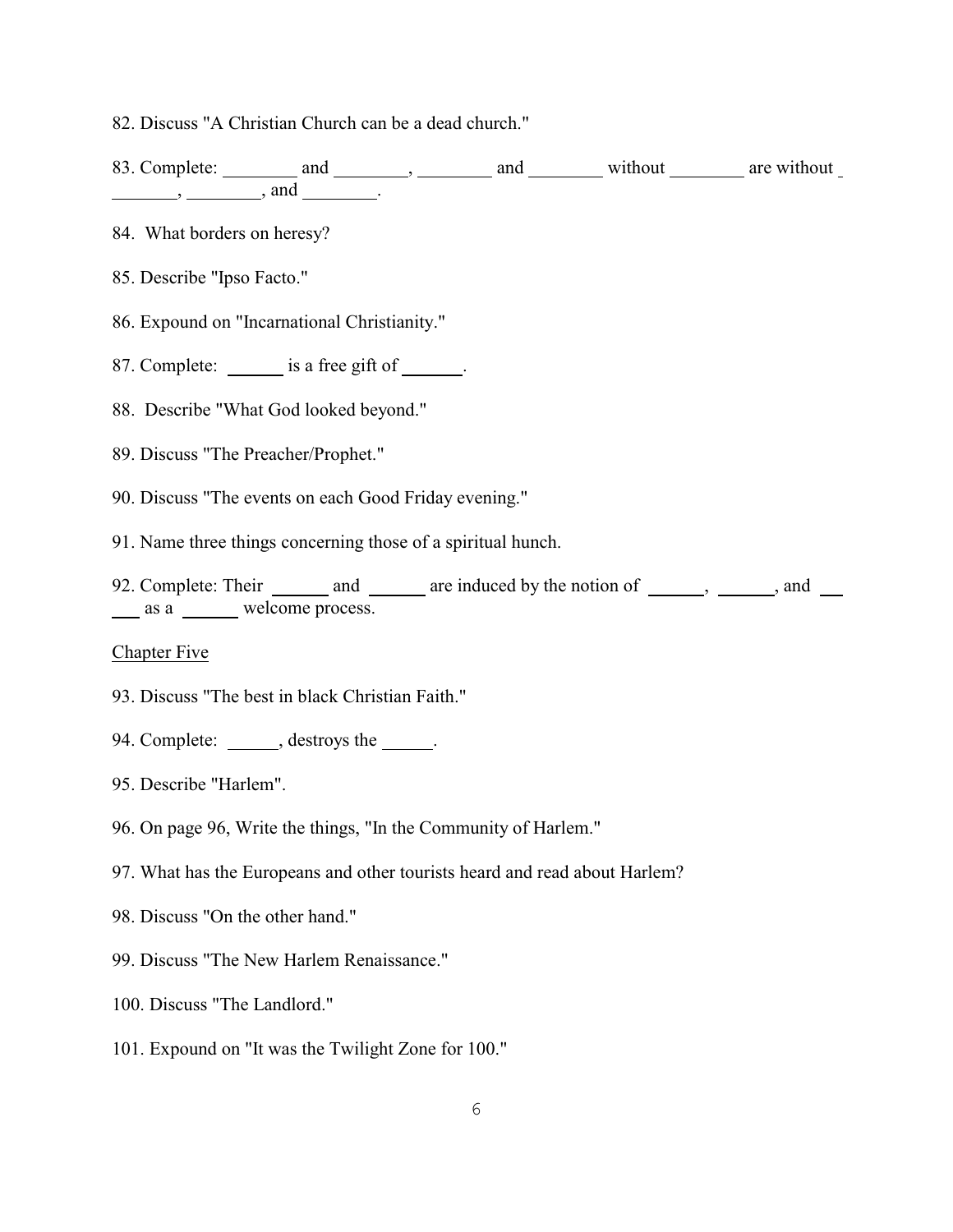82. Discuss "A Christian Church can be a dead church."

83. Complete: ________ and ________, ________ and ________ without ________ are without ________, ________, and ________.

84. What borders on heresy?

85. Describe "Ipso Facto."

86. Expound on "Incarnational Christianity."

87. Complete: ______ is a free gift of ______.

88. Describe "What God looked beyond."

89. Discuss "The Preacher/Prophet."

90. Discuss "The events on each Good Friday evening."

91. Name three things concerning those of a spiritual hunch.

92. Complete: Their ______ and ______ are induced by the notion of ______, ______, and ______ as a ______ welcome process.

Chapter Five

93. Discuss "The best in black Christian Faith."

94. Complete: _____, destroys the _____.

95. Describe "Harlem".

96. On page 96, Write the things, "In the Community of Harlem."

97. What has the Europeans and other tourists heard and read about Harlem?

98. Discuss "On the other hand."

99. Discuss "The New Harlem Renaissance."

100. Discuss "The Landlord."

101. Expound on "It was the Twilight Zone for 100."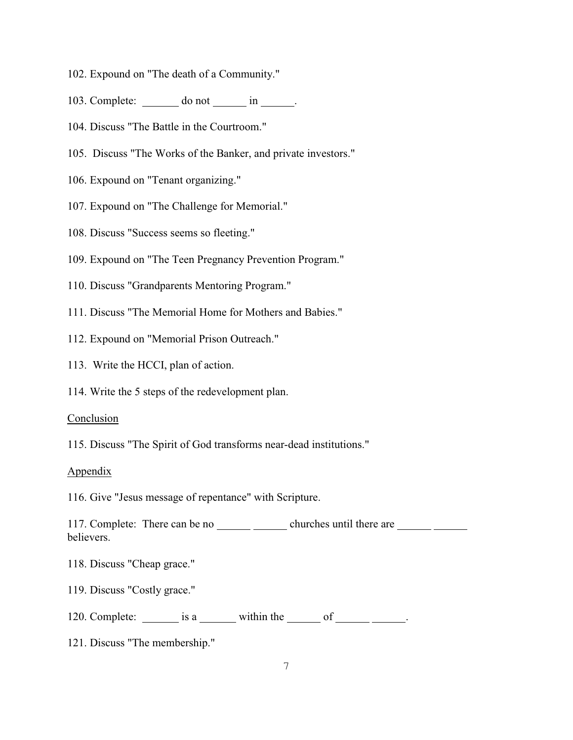102. Expound on "The death of a Community."

103. Complete: ______ do not ______ in ______.

104. Discuss "The Battle in the Courtroom."

105. Discuss "The Works of the Banker, and private investors."

106. Expound on "Tenant organizing."

107. Expound on "The Challenge for Memorial."

108. Discuss "Success seems so fleeting."

109. Expound on "The Teen Pregnancy Prevention Program."

110. Discuss "Grandparents Mentoring Program."

111. Discuss "The Memorial Home for Mothers and Babies."

112. Expound on "Memorial Prison Outreach."

113. Write the HCCI, plan of action.

114. Write the 5 steps of the redevelopment plan.

<u>Conclusion</u>

115. Discuss "The Spirit of God transforms near-dead institutions."

<u>Appendix</u>

116. Give "Jesus message of repentance" with Scripture.

117. Complete: There can be no ______ ______ churches until there are ______ ______ believers.

118. Discuss "Cheap grace."

119. Discuss "Costly grace."

120. Complete: ______ is a ______ within the ______ of ______ ______.

121. Discuss "The membership."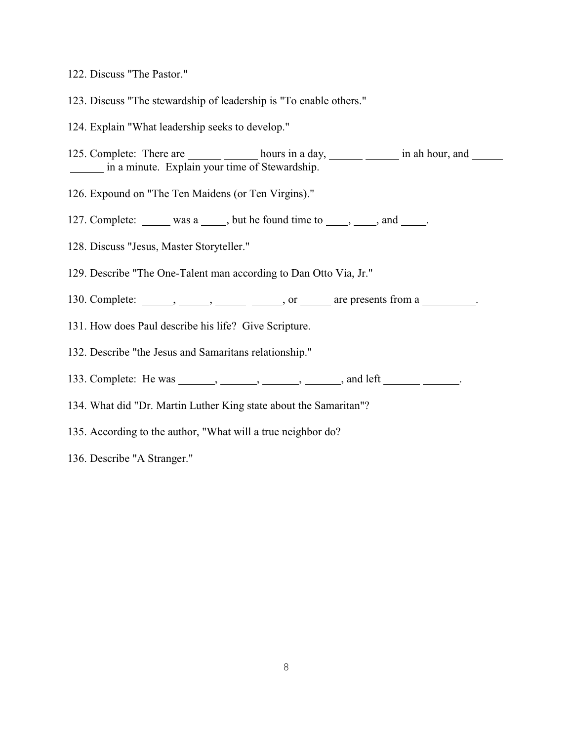122. Discuss "The Pastor."

123. Discuss "The stewardship of leadership is "To enable others."

124. Explain "What leadership seeks to develop."

125. Complete: There are ______ ______ hours in a day, ______ ______ in ah hour, and ______ ______ in a minute. Explain your time of Stewardship.

126. Expound on "The Ten Maidens (or Ten Virgins)."

127. Complete: _____ was a _____, but he found time to ____, ____, and _____.

128. Discuss "Jesus, Master Storyteller."

129. Describe "The One-Talent man according to Dan Otto Via, Jr."

130. Complete: ______, ______, ______ ______, or ______ are presents from a __________.

131. How does Paul describe his life? Give Scripture.

132. Describe "the Jesus and Samaritans relationship."

133. Complete: He was _______, _______, _______, _______, and left _______ _______.

134. What did "Dr. Martin Luther King state about the Samaritan"?

135. According to the author, "What will a true neighbor do?

136. Describe "A Stranger."